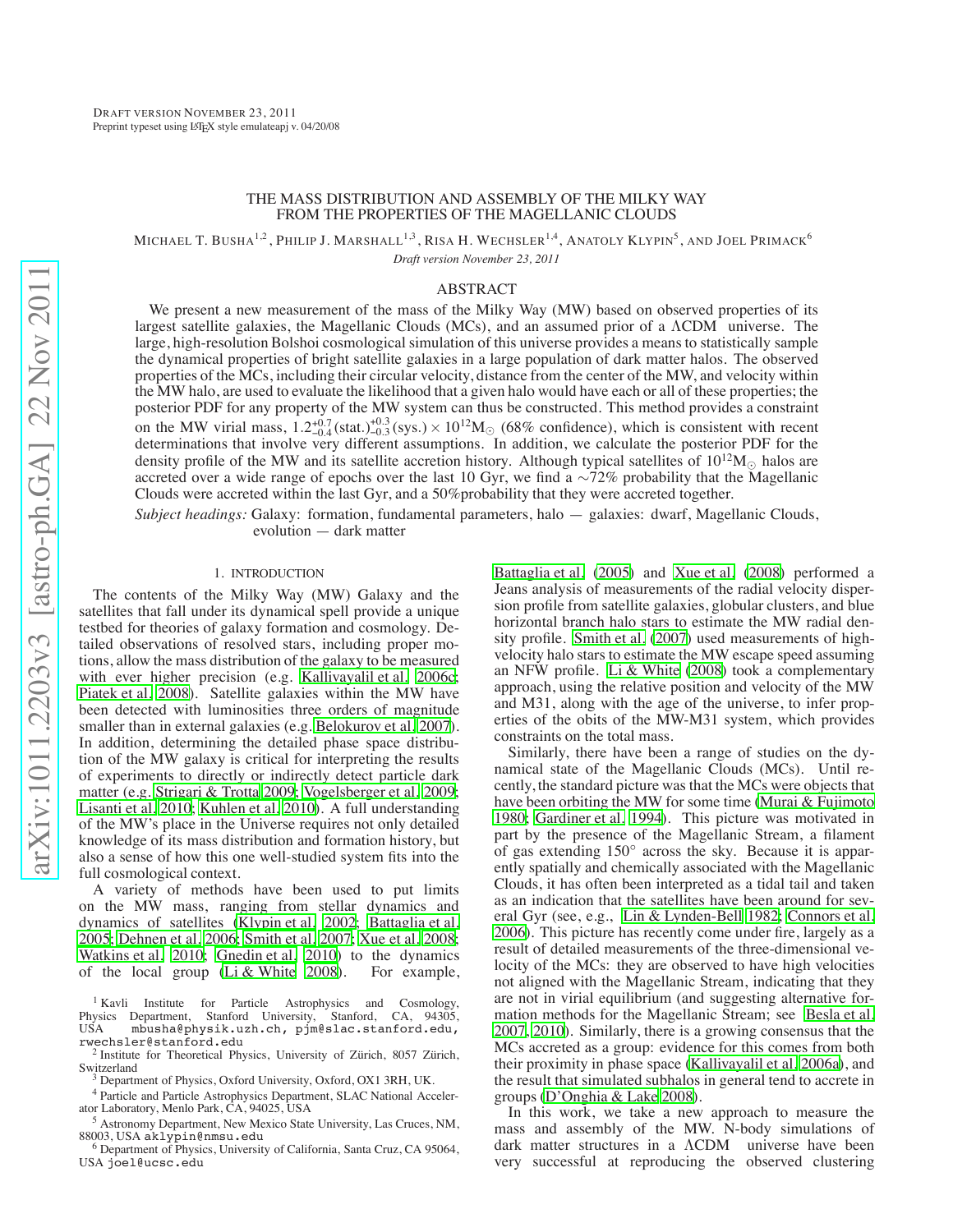DRAFT VERSION NOVEMBER 23, 2011
Preprint typeset using LaTeX style emulateapj v. 04/20/08

# THE MASS DISTRIBUTION AND ASSEMBLY OF THE MILKY WAY FROM THE PROPERTIES OF THE MAGELLANIC CLOUDS

MICHAEL T. BUSHA[1,2], PHILIP J. MARSHALL[1,3], RISA H. WECHSLER[1,4], ANATOLY KLYPIN[5], AND JOEL PRIMACK[6]

*Draft version November 23, 2011*

## ABSTRACT

We present a new measurement of the mass of the Milky Way (MW) based on observed properties of its largest satellite galaxies, the Magellanic Clouds (MCs), and an assumed prior of a ΛCDM universe. The large, high-resolution Bolshoi cosmological simulation of this universe provides a means to statistically sample the dynamical properties of bright satellite galaxies in a large population of dark matter halos. The observed properties of the MCs, including their circular velocity, distance from the center of the MW, and velocity within the MW halo, are used to evaluate the likelihood that a given halo would have each or all of these properties; the posterior PDF for any property of the MW system can thus be constructed. This method provides a constraint on the MW virial mass, $1.2^{+0.7}_{-0.4}\,(\mathrm{stat.})^{+0.3}_{-0.3}\,(\mathrm{sys.}) \times 10^{12}\mathrm{M}_{\odot}$ (68% confidence), which is consistent with recent determinations that involve very different assumptions. In addition, we calculate the posterior PDF for the density profile of the MW and its satellite accretion history. Although typical satellites of $10^{12}\mathrm{M}_{\odot}$ halos are accreted over a wide range of epochs over the last 10 Gyr, we find a ∼72% probability that the Magellanic Clouds were accreted within the last Gyr, and a 50%probability that they were accreted together.

*Subject headings:* Galaxy: formation, fundamental parameters, halo — galaxies: dwarf, Magellanic Clouds, evolution — dark matter

## 1. INTRODUCTION

The contents of the Milky Way (MW) Galaxy and the satellites that fall under its dynamical spell provide a unique testbed for theories of galaxy formation and cosmology. Detailed observations of resolved stars, including proper motions, allow the mass distribution of the galaxy to be measured with ever higher precision (e.g. Kallivayalil et al. 2006c; Piatek et al. 2008). Satellite galaxies within the MW have been detected with luminosities three orders of magnitude smaller than in external galaxies (e.g. Belokurov et al. 2007). In addition, determining the detailed phase space distribution of the MW galaxy is critical for interpreting the results of experiments to directly or indirectly detect particle dark matter (e.g. Strigari & Trotta 2009; Vogelsberger et al. 2009; Lisanti et al. 2010; Kuhlen et al. 2010). A full understanding of the MW's place in the Universe requires not only detailed knowledge of its mass distribution and formation history, but also a sense of how this one well-studied system fits into the full cosmological context.

A variety of methods have been used to put limits on the MW mass, ranging from stellar dynamics and dynamics of satellites (Klypin et al. 2002; Battaglia et al. 2005; Dehnen et al. 2006; Smith et al. 2007; Xue et al. 2008; Watkins et al. 2010; Gnedin et al. 2010) to the dynamics of the local group (Li & White 2008). For example, Battaglia et al. (2005) and Xue et al. (2008) performed a Jeans analysis of measurements of the radial velocity dispersion profile from satellite galaxies, globular clusters, and blue horizontal branch halo stars to estimate the MW radial density profile. Smith et al. (2007) used measurements of high-velocity halo stars to estimate the MW escape speed assuming an NFW profile. Li & White (2008) took a complementary approach, using the relative position and velocity of the MW and M31, along with the age of the universe, to infer properties of the obits of the MW-M31 system, which provides constraints on the total mass.

Similarly, there have been a range of studies on the dynamical state of the Magellanic Clouds (MCs). Until recently, the standard picture was that the MCs were objects that have been orbiting the MW for some time (Murai & Fujimoto 1980; Gardiner et al. 1994). This picture was motivated in part by the presence of the Magellanic Stream, a filament of gas extending 150° across the sky. Because it is apparently spatially and chemically associated with the Magellanic Clouds, it has often been interpreted as a tidal tail and taken as an indication that the satellites have been around for several Gyr (see, e.g., Lin & Lynden-Bell 1982; Connors et al. 2006). This picture has recently come under fire, largely as a result of detailed measurements of the three-dimensional velocity of the MCs: they are observed to have high velocities not aligned with the Magellanic Stream, indicating that they are not in virial equilibrium (and suggesting alternative formation methods for the Magellanic Stream; see Besla et al. 2007, 2010). Similarly, there is a growing consensus that the MCs accreted as a group: evidence for this comes from both their proximity in phase space (Kallivayalil et al. 2006a), and the result that simulated subhalos in general tend to accrete in groups (D'Onghia & Lake 2008).

In this work, we take a new approach to measure the mass and assembly of the MW. N-body simulations of dark matter structures in a ΛCDM universe have been very successful at reproducing the observed clustering

---

[1] Kavli Institute for Particle Astrophysics and Cosmology, Physics Department, Stanford University, Stanford, CA, 94305, USA mbusha@physik.uzh.ch, pjm@slac.stanford.edu, rwechsler@stanford.edu

[2] Institute for Theoretical Physics, University of Zürich, 8057 Zürich, Switzerland

[3] Department of Physics, Oxford University, Oxford, OX1 3RH, UK.

[4] Particle and Particle Astrophysics Department, SLAC National Accelerator Laboratory, Menlo Park, CA, 94025, USA

[5] Astronomy Department, New Mexico State University, Las Cruces, NM, 88003, USA aklypin@nmsu.edu

[6] Department of Physics, University of California, Santa Cruz, CA 95064, USA joel@ucsc.edu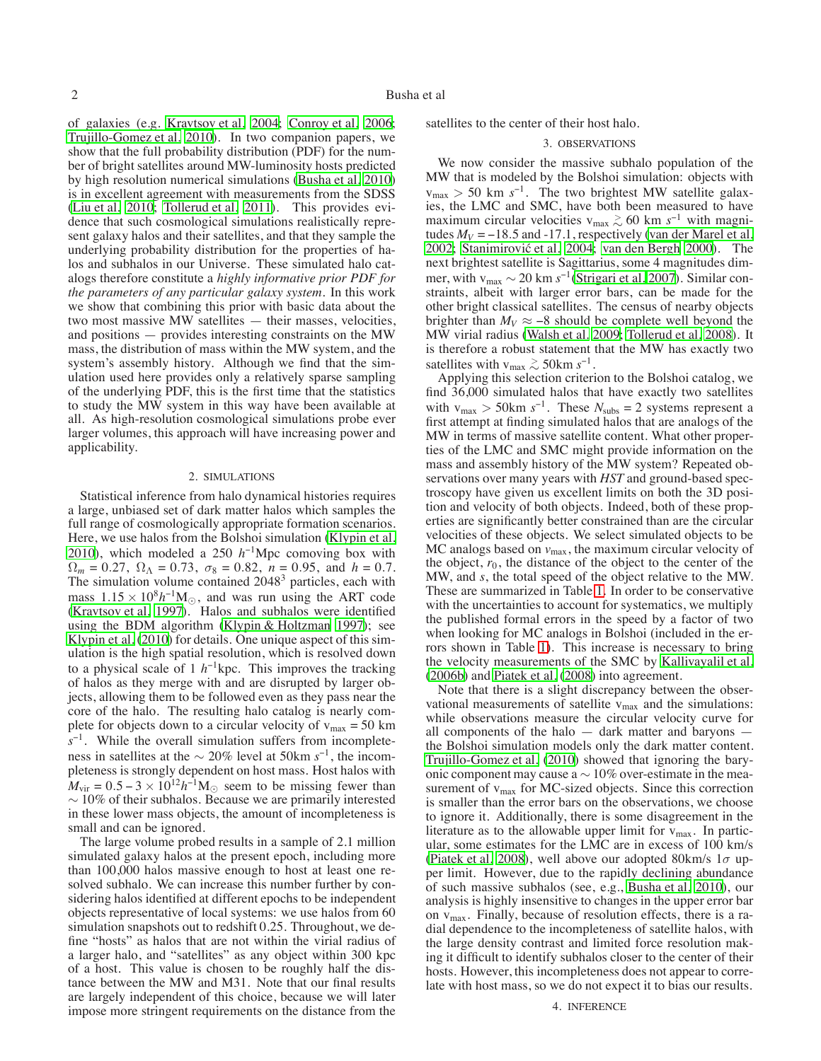of galaxies (e.g. Kravtsov et al. 2004; Conroy et al. 2006; Trujillo-Gomez et al. 2010). In two companion papers, we show that the full probability distribution (PDF) for the number of bright satellites around MW-luminosity hosts predicted by high resolution numerical simulations (Busha et al. 2010) is in excellent agreement with measurements from the SDSS (Liu et al. 2010; Tollerud et al. 2011). This provides evidence that such cosmological simulations realistically represent galaxy halos and their satellites, and that they sample the underlying probability distribution for the properties of halos and subhalos in our Universe. These simulated halo catalogs therefore constitute a *highly informative prior PDF for the parameters of any particular galaxy system*. In this work we show that combining this prior with basic data about the two most massive MW satellites — their masses, velocities, and positions — provides interesting constraints on the MW mass, the distribution of mass within the MW system, and the system's assembly history. Although we find that the simulation used here provides only a relatively sparse sampling of the underlying PDF, this is the first time that the statistics to study the MW system in this way have been available at all. As high-resolution cosmological simulations probe ever larger volumes, this approach will have increasing power and applicability.

## 2. SIMULATIONS

Statistical inference from halo dynamical histories requires a large, unbiased set of dark matter halos which samples the full range of cosmologically appropriate formation scenarios. Here, we use halos from the Bolshoi simulation (Klypin et al. 2010), which modeled a 250 $h^{-1}$Mpc comoving box with $\Omega_m = 0.27$, $\Omega_\Lambda = 0.73$, $\sigma_8 = 0.82$, $n = 0.95$, and $h = 0.7$. The simulation volume contained $2048^3$ particles, each with mass $1.15 \times 10^8 h^{-1}\mathrm{M}_\odot$, and was run using the ART code (Kravtsov et al. 1997). Halos and subhalos were identified using the BDM algorithm (Klypin & Holtzman 1997); see Klypin et al. (2010) for details. One unique aspect of this simulation is the high spatial resolution, which is resolved down to a physical scale of 1 $h^{-1}$kpc. This improves the tracking of halos as they merge with and are disrupted by larger objects, allowing them to be followed even as they pass near the core of the halo. The resulting halo catalog is nearly complete for objects down to a circular velocity of $\mathrm{v_{max}} = 50$ km $s^{-1}$. While the overall simulation suffers from incompleteness in satellites at the $\sim 20\%$ level at 50km $s^{-1}$, the incompleteness is strongly dependent on host mass. Host halos with $M_{\mathrm{vir}} = 0.5 - 3 \times 10^{12} h^{-1}\mathrm{M}_\odot$ seem to be missing fewer than $\sim 10\%$ of their subhalos. Because we are primarily interested in these lower mass objects, the amount of incompleteness is small and can be ignored.

The large volume probed results in a sample of 2.1 million simulated galaxy halos at the present epoch, including more than 100,000 halos massive enough to host at least one resolved subhalo. We can increase this number further by considering halos identified at different epochs to be independent objects representative of local systems: we use halos from 60 simulation snapshots out to redshift 0.25. Throughout, we define "hosts" as halos that are not within the virial radius of a larger halo, and "satellites" as any object within 300 kpc of a host. This value is chosen to be roughly half the distance between the MW and M31. Note that our final results are largely independent of this choice, because we will later impose more stringent requirements on the distance from the satellites to the center of their host halo.

## 3. OBSERVATIONS

We now consider the massive subhalo population of the MW that is modeled by the Bolshoi simulation: objects with $\mathrm{v_{max}} > 50$ km $s^{-1}$. The two brightest MW satellite galaxies, the LMC and SMC, have both been measured to have maximum circular velocities $\mathrm{v_{max}} \gtrsim 60$ km $s^{-1}$ with magnitudes $M_V = -18.5$ and -17.1, respectively (van der Marel et al. 2002; Stanimirović et al. 2004; van den Bergh 2000). The next brightest satellite is Sagittarius, some 4 magnitudes dimmer, with $\mathrm{v_{max}} \sim 20$ km $s^{-1}$ (Strigari et al. 2007). Similar constraints, albeit with larger error bars, can be made for the other bright classical satellites. The census of nearby objects brighter than $M_V \approx -8$ should be complete well beyond the MW virial radius (Walsh et al. 2009; Tollerud et al. 2008). It is therefore a robust statement that the MW has exactly two satellites with $\mathrm{v_{max}} \gtrsim 50$km $s^{-1}$.

Applying this selection criterion to the Bolshoi catalog, we find 36,000 simulated halos that have exactly two satellites with $\mathrm{v_{max}} > 50$km $s^{-1}$. These $N_{\mathrm{subs}} = 2$ systems represent a first attempt at finding simulated halos that are analogs of the MW in terms of massive satellite content. What other properties of the LMC and SMC might provide information on the mass and assembly history of the MW system? Repeated observations over many years with *HST* and ground-based spectroscopy have given us excellent limits on both the 3D position and velocity of both objects. Indeed, both of these properties are significantly better constrained than are the circular velocities of these objects. We select simulated objects to be MC analogs based on $v_{max}$, the maximum circular velocity of the object, $r_0$, the distance of the object to the center of the MW, and $s$, the total speed of the object relative to the MW. These are summarized in Table 1. In order to be conservative with the uncertainties to account for systematics, we multiply the published formal errors in the speed by a factor of two when looking for MC analogs in Bolshoi (included in the errors shown in Table 1). This increase is necessary to bring the velocity measurements of the SMC by Kallivayalil et al. (2006b) and Piatek et al. (2008) into agreement.

Note that there is a slight discrepancy between the observational measurements of satellite $\mathrm{v_{max}}$ and the simulations: while observations measure the circular velocity curve for all components of the halo — dark matter and baryons — the Bolshoi simulation models only the dark matter content. Trujillo-Gomez et al. (2010) showed that ignoring the baryonic component may cause a $\sim 10\%$ over-estimate in the measurement of $\mathrm{v_{max}}$ for MC-sized objects. Since this correction is smaller than the error bars on the observations, we choose to ignore it. Additionally, there is some disagreement in the literature as to the allowable upper limit for $\mathrm{v_{max}}$. In particular, some estimates for the LMC are in excess of 100 km/s (Piatek et al. 2008), well above our adopted 80km/s $1\sigma$ upper limit. However, due to the rapidly declining abundance of such massive subhalos (see, e.g., Busha et al. 2010), our analysis is highly insensitive to changes in the upper error bar on $\mathrm{v_{max}}$. Finally, because of resolution effects, there is a radial dependence to the incompleteness of satellite halos, with the large density contrast and limited force resolution making it difficult to identify subhalos closer to the center of their hosts. However, this incompleteness does not appear to correlate with host mass, so we do not expect it to bias our results.

## 4. INFERENCE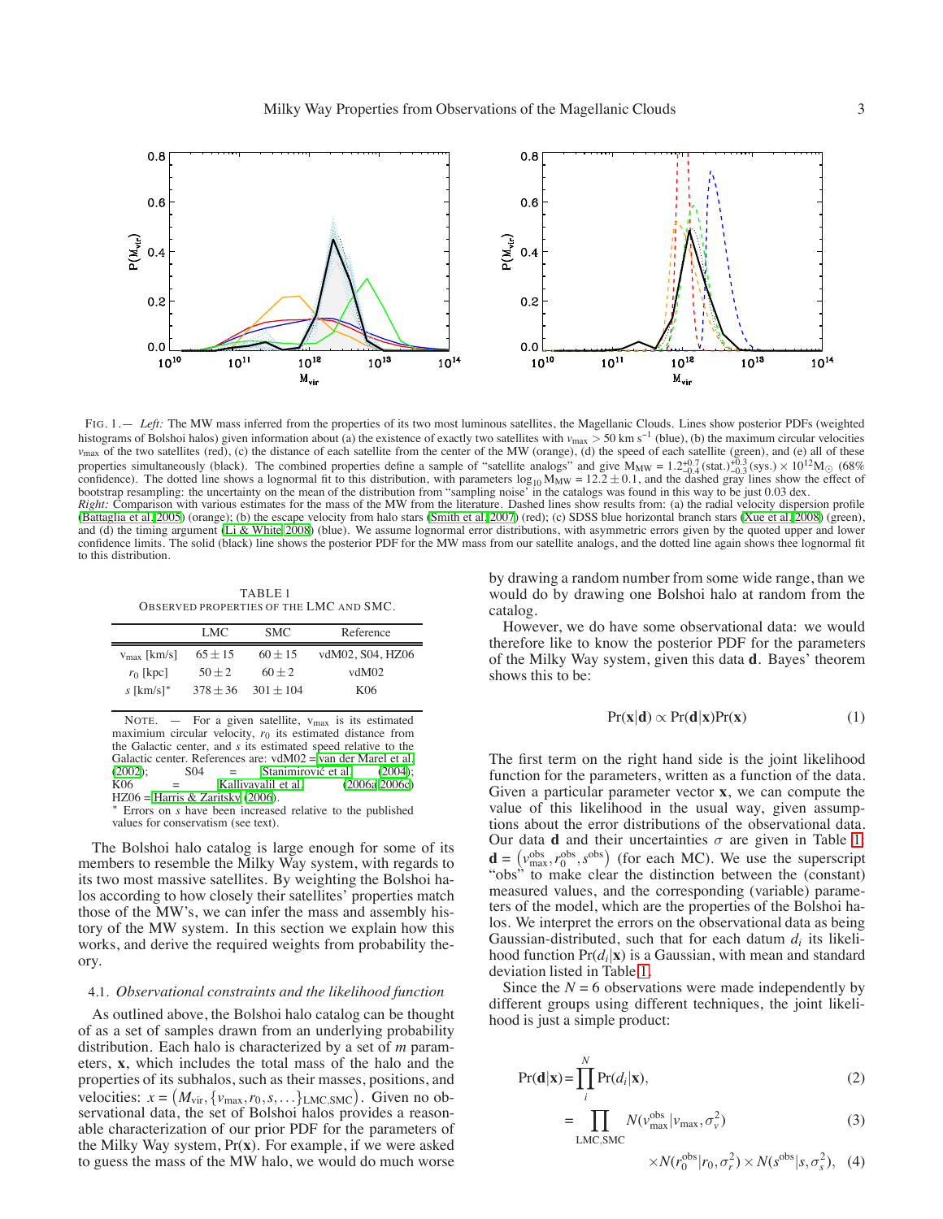FIG. 1.— *Left:* The MW mass inferred from the properties of its two most luminous satellites, the Magellanic Clouds. Lines show posterior PDFs (weighted histograms of Bolshoi halos) given information about (a) the existence of exactly two satellites with $v_{\rm max} > 50$ km s$^{-1}$ (blue), (b) the maximum circular velocities $v_{\rm max}$ of the two satellites (red), (c) the distance of each satellite from the center of the MW (orange), (d) the speed of each satellite (green), and (e) all of these properties simultaneously (black). The combined properties define a sample of "satellite analogs" and give $M_{\rm MW} = 1.2^{+0.7}_{-0.4}\,({\rm stat.})^{+0.3}_{-0.3}\,({\rm sys.}) \times 10^{12} M_{\odot}$ (68% confidence). The dotted line shows a lognormal fit to this distribution, with parameters $\log_{10} M_{\rm MW} = 12.2 \pm 0.1$, and the dashed gray lines show the effect of bootstrap resampling: the uncertainty on the mean of the distribution from "sampling noise" in the catalogs was found in this way to be just 0.03 dex.
*Right:* Comparison with various estimates for the mass of the MW from the literature. Dashed lines show results from: (a) the radial velocity dispersion profile (Battaglia et al. 2005) (orange); (b) the escape velocity from halo stars (Smith et al. 2007) (red); (c) SDSS blue horizontal branch stars (Xue et al. 2008) (green), and (d) the timing argument (Li & White 2008) (blue). We assume lognormal error distributions, with asymmetric errors given by the quoted upper and lower confidence limits. The solid (black) line shows the posterior PDF for the MW mass from our satellite analogs, and the dotted line again shows thee lognormal fit to this distribution.

TABLE 1
OBSERVED PROPERTIES OF THE LMC AND SMC.

| | LMC | SMC | Reference |
|---|---|---|---|
| $v_{\rm max}$ [km/s] | $65 \pm 15$ | $60 \pm 15$ | vdM02, S04, HZ06 |
| $r_0$ [kpc] | $50 \pm 2$ | $60 \pm 2$ | vdM02 |
| $s$ [km/s]* | $378 \pm 36$ | $301 \pm 104$ | K06 |

NOTE. — For a given satellite, $v_{\rm max}$ is its estimated maximum circular velocity, $r_0$ its estimated distance from the Galactic center, and $s$ its estimated speed relative to the Galactic center. References are: vdM02 = van der Marel et al. (2002); S04 = Stanimirović et al. (2004); K06 = Kallivayalil et al. (2006a,2006c) HZ06 = Harris & Zaritsky (2006).
* Errors on $s$ have been increased relative to the published values for conservatism (see text).

The Bolshoi halo catalog is large enough for some of its members to resemble the Milky Way system, with regards to its two most massive satellites. By weighting the Bolshoi halos according to how closely their satellites' properties match those of the MW's, we can infer the mass and assembly history of the MW system. In this section we explain how this works, and derive the required weights from probability theory.

### 4.1. *Observational constraints and the likelihood function*

As outlined above, the Bolshoi halo catalog can be thought of as a set of samples drawn from an underlying probability distribution. Each halo is characterized by a set of $m$ parameters, $\mathbf{x}$, which includes the total mass of the halo and the properties of its subhalos, such as their masses, positions, and velocities: $x = \left(M_{\rm vir}, \{v_{\rm max}, r_0, s, \ldots\}_{\rm LMC,SMC}\right)$. Given no observational data, the set of Bolshoi halos provides a reasonable characterization of our prior PDF for the parameters of the Milky Way system, $\Pr(\mathbf{x})$. For example, if we were asked to guess the mass of the MW halo, we would do much worse by drawing a random number from some wide range, than we would do by drawing one Bolshoi halo at random from the catalog.

However, we do have some observational data: we would therefore like to know the posterior PDF for the parameters of the Milky Way system, given this data $\mathbf{d}$. Bayes' theorem shows this to be:

$$\Pr(\mathbf{x}|\mathbf{d}) \propto \Pr(\mathbf{d}|\mathbf{x})\Pr(\mathbf{x}) \tag{1}$$

The first term on the right hand side is the joint likelihood function for the parameters, written as a function of the data. Given a particular parameter vector $\mathbf{x}$, we can compute the value of this likelihood in the usual way, given assumptions about the error distributions of the observational data. Our data $\mathbf{d}$ and their uncertainties $\sigma$ are given in Table 1. $\mathbf{d} = \left(v_{\rm max}^{\rm obs}, r_0^{\rm obs}, s^{\rm obs}\right)$ (for each MC). We use the superscript "obs" to make clear the distinction between the (constant) measured values, and the corresponding (variable) parameters of the model, which are the properties of the Bolshoi halos. We interpret the errors on the observational data as being Gaussian-distributed, such that for each datum $d_i$ its likelihood function $\Pr(d_i|\mathbf{x})$ is a Gaussian, with mean and standard deviation listed in Table 1.

Since the $N = 6$ observations were made independently by different groups using different techniques, the joint likelihood is just a simple product:

$$\Pr(\mathbf{d}|\mathbf{x}) = \prod_{i}^{N} \Pr(d_i|\mathbf{x}), \tag{2}$$

$$= \prod_{\rm LMC,SMC} N(v_{\rm max}^{\rm obs}|v_{\rm max}, \sigma_v^2) \tag{3}$$

$$\times N(r_0^{\rm obs}|r_0, \sigma_r^2) \times N(s^{\rm obs}|s, \sigma_s^2), \tag{4}$$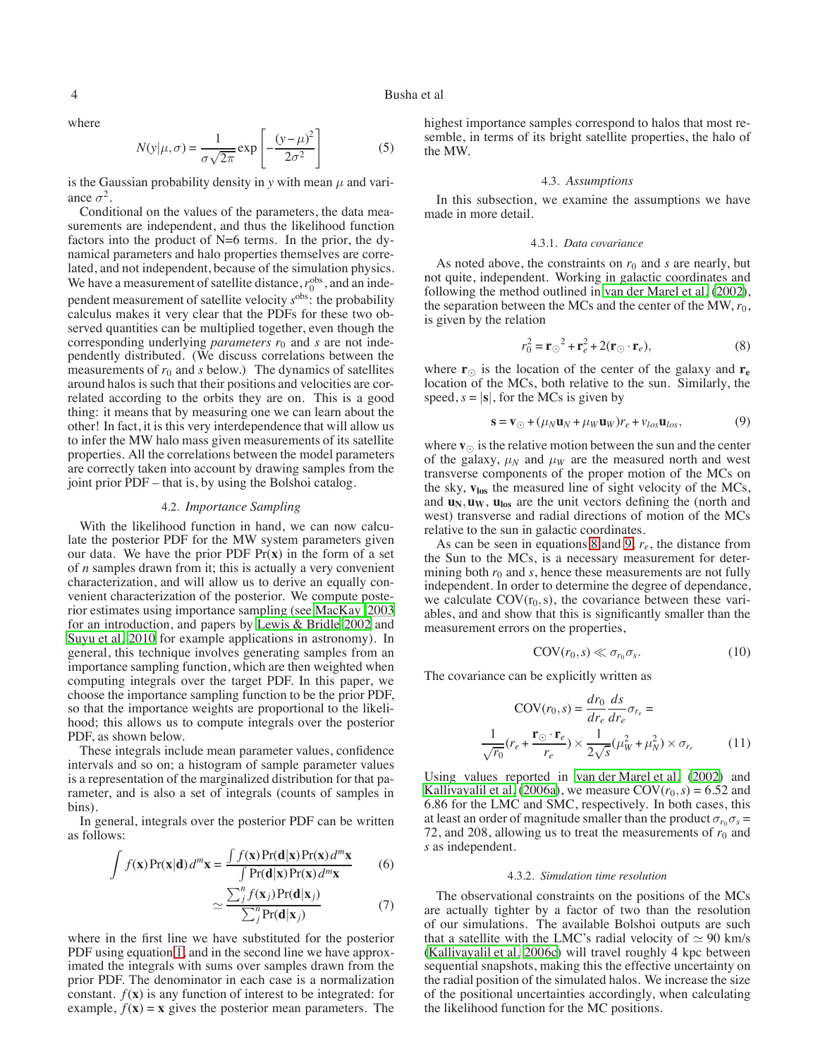where

$$N(y|\mu,\sigma) = \frac{1}{\sigma\sqrt{2\pi}} \exp\left[-\frac{(y-\mu)^2}{2\sigma^2}\right] \quad (5)$$

is the Gaussian probability density in $y$ with mean $\mu$ and variance $\sigma^2$.

Conditional on the values of the parameters, the data measurements are independent, and thus the likelihood function factors into the product of N=6 terms. In the prior, the dynamical parameters and halo properties themselves are correlated, and not independent, because of the simulation physics. We have a measurement of satellite distance, $r_0^{\rm obs}$, and an independent measurement of satellite velocity $s^{\rm obs}$: the probability calculus makes it very clear that the PDFs for these two observed quantities can be multiplied together, even though the corresponding underlying *parameters* $r_0$ and $s$ are not independently distributed. (We discuss correlations between the measurements of $r_0$ and $s$ below.) The dynamics of satellites around halos is such that their positions and velocities are correlated according to the orbits they are on. This is a good thing: it means that by measuring one we can learn about the other! In fact, it is this very interdependence that will allow us to infer the MW halo mass given measurements of its satellite properties. All the correlations between the model parameters are correctly taken into account by drawing samples from the joint prior PDF – that is, by using the Bolshoi catalog.

### 4.2. *Importance Sampling*

With the likelihood function in hand, we can now calculate the posterior PDF for the MW system parameters given our data. We have the prior PDF $\Pr(\mathbf{x})$ in the form of a set of $n$ samples drawn from it; this is actually a very convenient characterization, and will allow us to derive an equally convenient characterization of the posterior. We compute posterior estimates using importance sampling (see MacKay 2003 for an introduction, and papers by Lewis & Bridle 2002 and Suyu et al. 2010 for example applications in astronomy). In general, this technique involves generating samples from an importance sampling function, which are then weighted when computing integrals over the target PDF. In this paper, we choose the importance sampling function to be the prior PDF, so that the importance weights are proportional to the likelihood; this allows us to compute integrals over the posterior PDF, as shown below.

These integrals include mean parameter values, confidence intervals and so on; a histogram of sample parameter values is a representation of the marginalized distribution for that parameter, and is also a set of integrals (counts of samples in bins).

In general, integrals over the posterior PDF can be written as follows:

$$\int f(\mathbf{x})\Pr(\mathbf{x}|\mathbf{d})\, d^m\mathbf{x} = \frac{\int f(\mathbf{x})\Pr(\mathbf{d}|\mathbf{x})\Pr(\mathbf{x})\, d^m\mathbf{x}}{\int \Pr(\mathbf{d}|\mathbf{x})\Pr(\mathbf{x})\, d^m\mathbf{x}} \quad (6)$$

$$\simeq \frac{\sum_j^n f(\mathbf{x}_j)\Pr(\mathbf{d}|\mathbf{x}_j)}{\sum_j^n \Pr(\mathbf{d}|\mathbf{x}_j)} \quad (7)$$

where in the first line we have substituted for the posterior PDF using equation 1, and in the second line we have approximated the integrals with sums over samples drawn from the prior PDF. The denominator in each case is a normalization constant. $f(\mathbf{x})$ is any function of interest to be integrated: for example, $f(\mathbf{x}) = \mathbf{x}$ gives the posterior mean parameters. The highest importance samples correspond to halos that most resemble, in terms of its bright satellite properties, the halo of the MW.

### 4.3. *Assumptions*

In this subsection, we examine the assumptions we have made in more detail.

#### 4.3.1. *Data covariance*

As noted above, the constraints on $r_0$ and $s$ are nearly, but not quite, independent. Working in galactic coordinates and following the method outlined in van der Marel et al. (2002), the separation between the MCs and the center of the MW, $r_0$, is given by the relation

$$r_0^2 = \mathbf{r}_\odot{}^2 + \mathbf{r}_e^2 + 2(\mathbf{r}_\odot \cdot \mathbf{r}_e), \quad (8)$$

where $\mathbf{r}_\odot$ is the location of the center of the galaxy and $\mathbf{r_e}$ location of the MCs, both relative to the sun. Similarly, the speed, $s = |\mathbf{s}|$, for the MCs is given by

$$\mathbf{s} = \mathbf{v}_\odot + (\mu_N \mathbf{u}_N + \mu_W \mathbf{u}_W) r_e + v_{los}\mathbf{u}_{los}, \quad (9)$$

where $\mathbf{v}_\odot$ is the relative motion between the sun and the center of the galaxy, $\mu_N$ and $\mu_W$ are the measured north and west transverse components of the proper motion of the MCs on the sky, $\mathbf{v_{los}}$ the measured line of sight velocity of the MCs, and $\mathbf{u_N}, \mathbf{u_W}$, $\mathbf{u_{los}}$ are the unit vectors defining the (north and west) transverse and radial directions of motion of the MCs relative to the sun in galactic coordinates.

As can be seen in equations 8 and 9, $r_e$, the distance from the Sun to the MCs, is a necessary measurement for determining both $r_0$ and $s$, hence these measurements are not fully independent. In order to determine the degree of dependance, we calculate COV($r_0$,s), the covariance between these variables, and and show that this is significantly smaller than the measurement errors on the properties,

$$\mathrm{COV}(r_0, s) \ll \sigma_{r_0}\sigma_s. \quad (10)$$

The covariance can be explicitly written as

$$\mathrm{COV}(r_0, s) = \frac{dr_0}{dr_e}\frac{ds}{dr_e}\sigma_{r_e} = \frac{1}{\sqrt{r_0}}(r_e + \frac{\mathbf{r}_\odot \cdot \mathbf{r}_e}{r_e}) \times \frac{1}{2\sqrt{s}}(\mu_W^2 + \mu_N^2) \times \sigma_{r_e} \quad (11)$$

Using values reported in van der Marel et al. (2002) and Kallivayalil et al. (2006a), we measure $\mathrm{COV}(r_0, s) = 6.52$ and 6.86 for the LMC and SMC, respectively. In both cases, this at least an order of magnitude smaller than the product $\sigma_{r_0}\sigma_s =$ 72, and 208, allowing us to treat the measurements of $r_0$ and $s$ as independent.

#### 4.3.2. *Simulation time resolution*

The observational constraints on the positions of the MCs are actually tighter by a factor of two than the resolution of our simulations. The available Bolshoi outputs are such that a satellite with the LMC's radial velocity of $\simeq 90$ km/s (Kallivayalil et al. 2006c) will travel roughly 4 kpc between sequential snapshots, making this the effective uncertainty on the radial position of the simulated halos. We increase the size of the positional uncertainties accordingly, when calculating the likelihood function for the MC positions.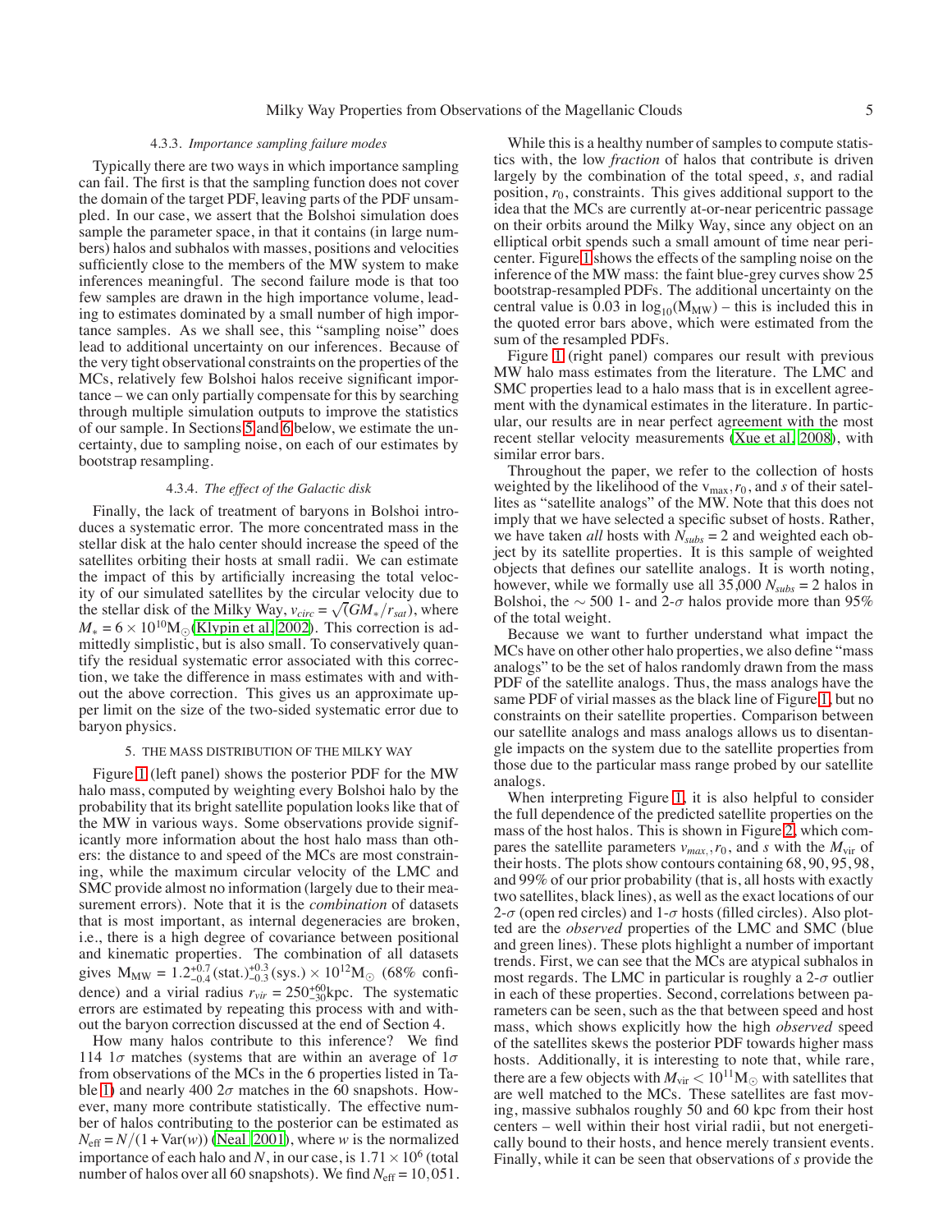#### 4.3.3. *Importance sampling failure modes*

Typically there are two ways in which importance sampling can fail. The first is that the sampling function does not cover the domain of the target PDF, leaving parts of the PDF unsampled. In our case, we assert that the Bolshoi simulation does sample the parameter space, in that it contains (in large numbers) halos and subhalos with masses, positions and velocities sufficiently close to the members of the MW system to make inferences meaningful. The second failure mode is that too few samples are drawn in the high importance volume, leading to estimates dominated by a small number of high importance samples. As we shall see, this "sampling noise" does lead to additional uncertainty on our inferences. Because of the very tight observational constraints on the properties of the MCs, relatively few Bolshoi halos receive significant importance – we can only partially compensate for this by searching through multiple simulation outputs to improve the statistics of our sample. In Sections 5 and 6 below, we estimate the uncertainty, due to sampling noise, on each of our estimates by bootstrap resampling.

#### 4.3.4. *The effect of the Galactic disk*

Finally, the lack of treatment of baryons in Bolshoi introduces a systematic error. The more concentrated mass in the stellar disk at the halo center should increase the speed of the satellites orbiting their hosts at small radii. We can estimate the impact of this by artificially increasing the total velocity of our simulated satellites by the circular velocity due to the stellar disk of the Milky Way, $v_{circ} = \sqrt{(GM_*/r_{sat})}$, where $M_* = 6 \times 10^{10} M_\odot$ (Klypin et al. 2002). This correction is admittedly simplistic, but is also small. To conservatively quantify the residual systematic error associated with this correction, we take the difference in mass estimates with and without the above correction. This gives us an approximate upper limit on the size of the two-sided systematic error due to baryon physics.

### 5. THE MASS DISTRIBUTION OF THE MILKY WAY

Figure 1 (left panel) shows the posterior PDF for the MW halo mass, computed by weighting every Bolshoi halo by the probability that its bright satellite population looks like that of the MW in various ways. Some observations provide significantly more information about the host halo mass than others: the distance to and speed of the MCs are most constraining, while the maximum circular velocity of the LMC and SMC provide almost no information (largely due to their measurement errors). Note that it is the *combination* of datasets that is most important, as internal degeneracies are broken, i.e., there is a high degree of covariance between positional and kinematic properties. The combination of all datasets gives $M_{MW} = 1.2^{+0.7}_{-0.4}(\text{stat.})^{+0.3}_{-0.3}(\text{sys.}) \times 10^{12} M_\odot$ (68% confidence) and a virial radius $r_{vir} = 250^{+60}_{-30}$kpc. The systematic errors are estimated by repeating this process with and without the baryon correction discussed at the end of Section 4.

How many halos contribute to this inference? We find 114 $1\sigma$ matches (systems that are within an average of $1\sigma$ from observations of the MCs in the 6 properties listed in Table 1) and nearly 400 $2\sigma$ matches in the 60 snapshots. However, many more contribute statistically. The effective number of halos contributing to the posterior can be estimated as $N_{\text{eff}} = N/(1+\text{Var}(w))$ (Neal 2001), where $w$ is the normalized importance of each halo and $N$, in our case, is $1.71 \times 10^6$ (total number of halos over all 60 snapshots). We find $N_{\text{eff}} = 10{,}051$.

While this is a healthy number of samples to compute statistics with, the low *fraction* of halos that contribute is driven largely by the combination of the total speed, $s$, and radial position, $r_0$, constraints. This gives additional support to the idea that the MCs are currently at-or-near pericentric passage on their orbits around the Milky Way, since any object on an elliptical orbit spends such a small amount of time near pericenter. Figure 1 shows the effects of the sampling noise on the inference of the MW mass: the faint blue-grey curves show 25 bootstrap-resampled PDFs. The additional uncertainty on the central value is 0.03 in $\log_{10}(M_{MW})$ – this is included this in the quoted error bars above, which were estimated from the sum of the resampled PDFs.

Figure 1 (right panel) compares our result with previous MW halo mass estimates from the literature. The LMC and SMC properties lead to a halo mass that is in excellent agreement with the dynamical estimates in the literature. In particular, our results are in near perfect agreement with the most recent stellar velocity measurements (Xue et al. 2008), with similar error bars.

Throughout the paper, we refer to the collection of hosts weighted by the likelihood of the $v_{max}, r_0$, and $s$ of their satellites as "satellite analogs" of the MW. Note that this does not imply that we have selected a specific subset of hosts. Rather, we have taken *all* hosts with $N_{subs} = 2$ and weighted each object by its satellite properties. It is this sample of weighted objects that defines our satellite analogs. It is worth noting, however, while we formally use all 35,000 $N_{subs} = 2$ halos in Bolshoi, the $\sim 500$ 1- and 2-$\sigma$ halos provide more than 95% of the total weight.

Because we want to further understand what impact the MCs have on other other halo properties, we also define "mass analogs" to be the set of halos randomly drawn from the mass PDF of the satellite analogs. Thus, the mass analogs have the same PDF of virial masses as the black line of Figure 1, but no constraints on their satellite properties. Comparison between our satellite analogs and mass analogs allows us to disentangle impacts on the system due to the satellite properties from those due to the particular mass range probed by our satellite analogs.

When interpreting Figure 1, it is also helpful to consider the full dependence of the predicted satellite properties on the mass of the host halos. This is shown in Figure 2, which compares the satellite parameters $v_{max}, r_0$, and $s$ with the $M_{\text{vir}}$ of their hosts. The plots show contours containing 68, 90, 95, 98, and 99% of our prior probability (that is, all hosts with exactly two satellites, black lines), as well as the exact locations of our 2-$\sigma$ (open red circles) and 1-$\sigma$ hosts (filled circles). Also plotted are the *observed* properties of the LMC and SMC (blue and green lines). These plots highlight a number of important trends. First, we can see that the MCs are atypical subhalos in most regards. The LMC in particular is roughly a 2-$\sigma$ outlier in each of these properties. Second, correlations between parameters can be seen, such as the that between speed and host mass, which shows explicitly how the high *observed* speed of the satellites skews the posterior PDF towards higher mass hosts. Additionally, it is interesting to note that, while rare, there are a few objects with $M_{\text{vir}} < 10^{11} M_\odot$ with satellites that are well matched to the MCs. These satellites are fast moving, massive subhalos roughly 50 and 60 kpc from their host centers – well within their host virial radii, but not energetically bound to their hosts, and hence merely transient events. Finally, while it can be seen that observations of $s$ provide the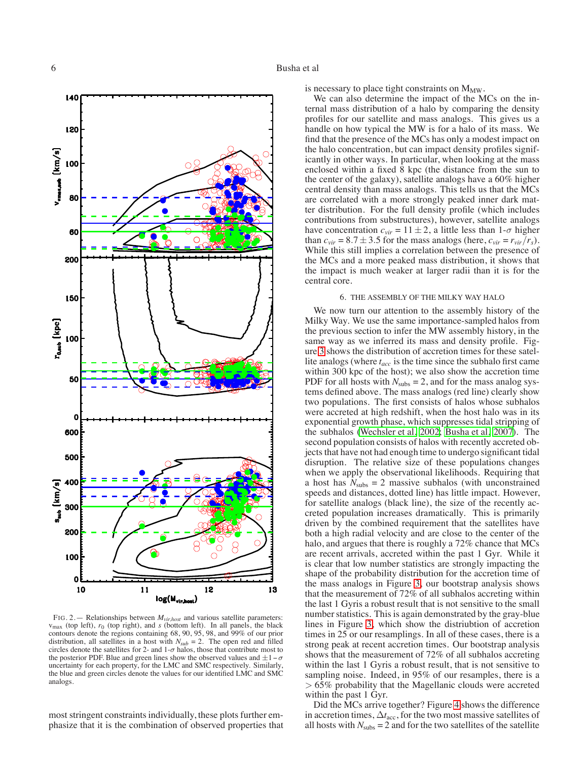FIG. 2.— Relationships between $M_{vir,host}$ and various satellite parameters: $v_{max}$ (top left), $r_0$ (top right), and $s$ (bottom left). In all panels, the black contours denote the regions containing 68, 90, 95, 98, and 99% of our prior distribution, all satellites in a host with $N_{sub} = 2$. The open red and filled circles denote the satellites for 2- and 1-$\sigma$ halos, those that contribute most to the posterior PDF. Blue and green lines show the observed values and $\pm 1-\sigma$ uncertainty for each property, for the LMC and SMC respectively. Similarly, the blue and green circles denote the values for our identified LMC and SMC analogs.

most stringent constraints individually, these plots further emphasize that it is the combination of observed properties that is necessary to place tight constraints on $M_{MW}$.

We can also determine the impact of the MCs on the internal mass distribution of a halo by comparing the density profiles for our satellite and mass analogs. This gives us a handle on how typical the MW is for a halo of its mass. We find that the presence of the MCs has only a modest impact on the halo concentration, but can impact density profiles significantly in other ways. In particular, when looking at the mass enclosed within a fixed 8 kpc (the distance from the sun to the center of the galaxy), satellite analogs have a 60% higher central density than mass analogs. This tells us that the MCs are correlated with a more strongly peaked inner dark matter distribution. For the full density profile (which includes contributions from substructures), however, satellite analogs have concentration $c_{vir} = 11 \pm 2$, a little less than 1-$\sigma$ higher than $c_{vir} = 8.7 \pm 3.5$ for the mass analogs (here, $c_{vir} = r_{vir}/r_s$). While this still implies a correlation between the presence of the MCs and a more peaked mass distribution, it shows that the impact is much weaker at larger radii than it is for the central core.

## 6. THE ASSEMBLY OF THE MILKY WAY HALO

We now turn our attention to the assembly history of the Milky Way. We use the same importance-sampled halos from the previous section to infer the MW assembly history, in the same way as we inferred its mass and density profile. Figure 3 shows the distribution of accretion times for these satellite analogs (where $t_{acc}$ is the time since the subhalo first came within 300 kpc of the host); we also show the accretion time PDF for all hosts with $N_{\rm subs} = 2$, and for the mass analog systems defined above. The mass analogs (red line) clearly show two populations. The first consists of halos whose subhalos were accreted at high redshift, when the host halo was in its exponential growth phase, which suppresses tidal stripping of the subhalos (Wechsler et al. 2002; Busha et al. 2007). The second population consists of halos with recently accreted objects that have not had enough time to undergo significant tidal disruption. The relative size of these populations changes when we apply the observational likelihoods. Requiring that a host has $N_{\rm subs} = 2$ massive subhalos (with unconstrained speeds and distances, dotted line) has little impact. However, for satellite analogs (black line), the size of the recently accreted population increases dramatically. This is primarily driven by the combined requirement that the satellites have both a high radial velocity and are close to the center of the halo, and argues that there is roughly a 72% chance that MCs are recent arrivals, accreted within the past 1 Gyr. While it is clear that low number statistics are strongly impacting the shape of the probability distribution for the accretion time of the mass analogs in Figure 3, our bootstrap analysis shows that the measurement of 72% of all subhalos accreting within the last 1 Gyris a robust result that is not sensitive to the small number statistics. This is again demonstrated by the gray-blue lines in Figure 3, which show the distriubtion of accretion times in 25 or our resamplings. In all of these cases, there is a strong peak at recent accretion times. Our bootstrap analysis shows that the measurement of 72% of all subhalos accreting within the last 1 Gyris a robust result, that is not sensitive to sampling noise. Indeed, in 95% of our resamples, there is a $> 65\%$ probability that the Magellanic clouds were accreted within the past 1 Gyr.

Did the MCs arrive together? Figure 4 shows the difference in accretion times, $\Delta t_{\rm acc}$, for the two most massive satellites of all hosts with $N_{\rm subs} = 2$ and for the two satellites of the satellite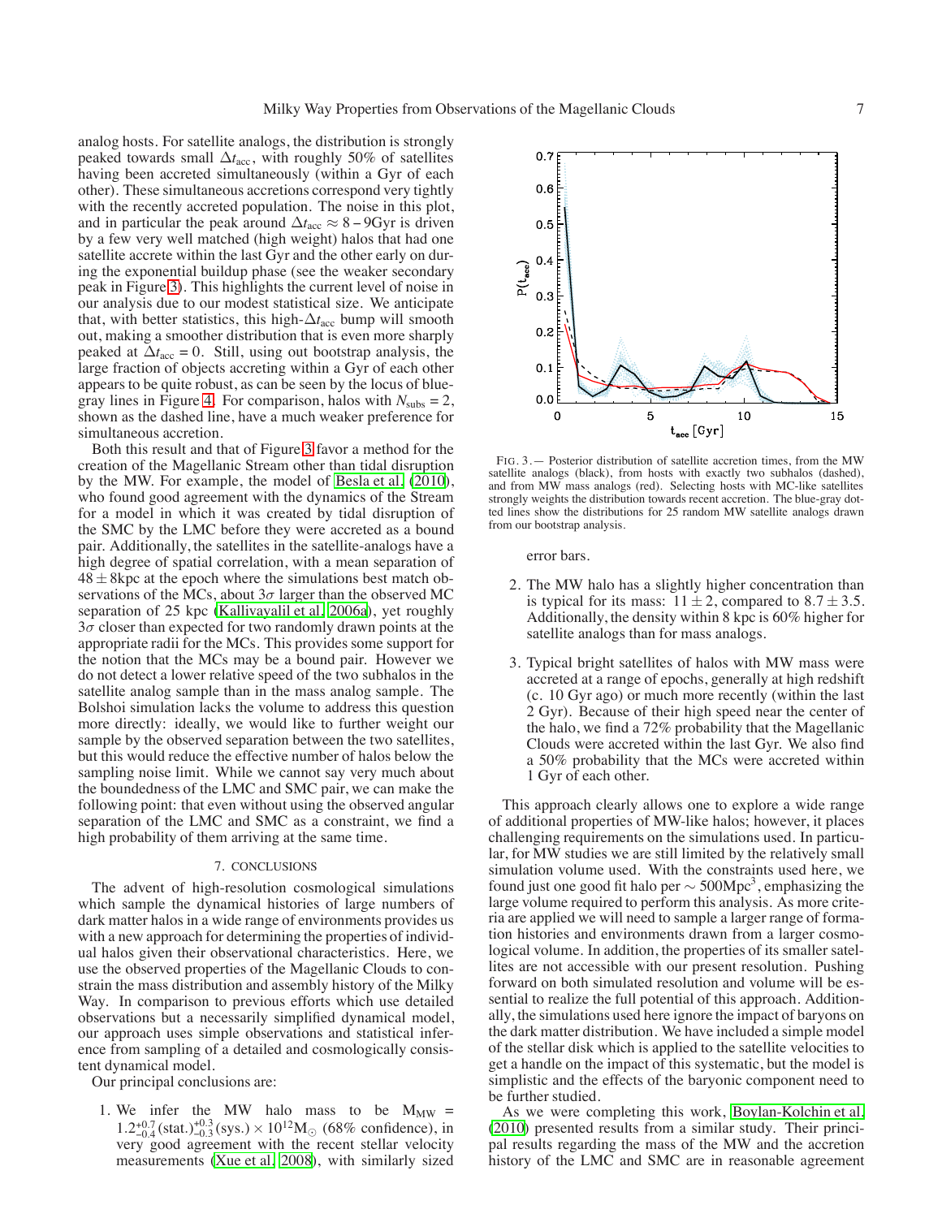analog hosts. For satellite analogs, the distribution is strongly peaked towards small $\Delta t_{\rm acc}$, with roughly 50% of satellites having been accreted simultaneously (within a Gyr of each other). These simultaneous accretions correspond very tightly with the recently accreted population. The noise in this plot, and in particular the peak around $\Delta t_{\rm acc} \approx 8-9$Gyr is driven by a few very well matched (high weight) halos that had one satellite accrete within the last Gyr and the other early on during the exponential buildup phase (see the weaker secondary peak in Figure 3). This highlights the current level of noise in our analysis due to our modest statistical size. We anticipate that, with better statistics, this high-$\Delta t_{\rm acc}$ bump will smooth out, making a smoother distribution that is even more sharply peaked at $\Delta t_{\rm acc} = 0$. Still, using out bootstrap analysis, the large fraction of objects accreting within a Gyr of each other appears to be quite robust, as can be seen by the locus of blue-gray lines in Figure 4. For comparison, halos with $N_{\rm subs} = 2$, shown as the dashed line, have a much weaker preference for simultaneous accretion.

Both this result and that of Figure 3 favor a method for the creation of the Magellanic Stream other than tidal disruption by the MW. For example, the model of Besla et al. (2010), who found good agreement with the dynamics of the Stream for a model in which it was created by tidal disruption of the SMC by the LMC before they were accreted as a bound pair. Additionally, the satellites in the satellite-analogs have a high degree of spatial correlation, with a mean separation of $48 \pm 8$kpc at the epoch where the simulations best match observations of the MCs, about $3\sigma$ larger than the observed MC separation of 25 kpc (Kallivayalil et al. 2006a), yet roughly $3\sigma$ closer than expected for two randomly drawn points at the appropriate radii for the MCs. This provides some support for the notion that the MCs may be a bound pair. However we do not detect a lower relative speed of the two subhalos in the satellite analog sample than in the mass analog sample. The Bolshoi simulation lacks the volume to address this question more directly: ideally, we would like to further weight our sample by the observed separation between the two satellites, but this would reduce the effective number of halos below the sampling noise limit. While we cannot say very much about the boundedness of the LMC and SMC pair, we can make the following point: that even without using the observed angular separation of the LMC and SMC as a constraint, we find a high probability of them arriving at the same time.

## 7. CONCLUSIONS

The advent of high-resolution cosmological simulations which sample the dynamical histories of large numbers of dark matter halos in a wide range of environments provides us with a new approach for determining the properties of individual halos given their observational characteristics. Here, we use the observed properties of the Magellanic Clouds to constrain the mass distribution and assembly history of the Milky Way. In comparison to previous efforts which use detailed observations but a necessarily simplified dynamical model, our approach uses simple observations and statistical inference from sampling of a detailed and cosmologically consistent dynamical model.

Our principal conclusions are:

1. We infer the MW halo mass to be $M_{\rm MW} = 1.2^{+0.7}_{-0.4}\,({\rm stat.})^{+0.3}_{-0.3}\,({\rm sys.}) \times 10^{12} M_\odot$ (68% confidence), in very good agreement with the recent stellar velocity measurements (Xue et al. 2008), with similarly sized error bars.

2. The MW halo has a slightly higher concentration than is typical for its mass: $11 \pm 2$, compared to $8.7 \pm 3.5$. Additionally, the density within 8 kpc is 60% higher for satellite analogs than for mass analogs.

3. Typical bright satellites of halos with MW mass were accreted at a range of epochs, generally at high redshift (c. 10 Gyr ago) or much more recently (within the last 2 Gyr). Because of their high speed near the center of the halo, we find a 72% probability that the Magellanic Clouds were accreted within the last Gyr. We also find a 50% probability that the MCs were accreted within 1 Gyr of each other.

FIG. 3.— Posterior distribution of satellite accretion times, from the MW satellite analogs (black), from hosts with exactly two subhalos (dashed), and from MW mass analogs (red). Selecting hosts with MC-like satellites strongly weights the distribution towards recent accretion. The blue-gray dotted lines show the distributions for 25 random MW satellite analogs drawn from our bootstrap analysis.

This approach clearly allows one to explore a wide range of additional properties of MW-like halos; however, it places challenging requirements on the simulations used. In particular, for MW studies we are still limited by the relatively small simulation volume used. With the constraints used here, we found just one good fit halo per $\sim 500{\rm Mpc}^3$, emphasizing the large volume required to perform this analysis. As more criteria are applied we will need to sample a larger range of formation histories and environments drawn from a larger cosmological volume. In addition, the properties of its smaller satellites are not accessible with our present resolution. Pushing forward on both simulated resolution and volume will be essential to realize the full potential of this approach. Additionally, the simulations used here ignore the impact of baryons on the dark matter distribution. We have included a simple model of the stellar disk which is applied to the satellite velocities to get a handle on the impact of this systematic, but the model is simplistic and the effects of the baryonic component need to be further studied.

As we were completing this work, Boylan-Kolchin et al. (2010) presented results from a similar study. Their principal results regarding the mass of the MW and the accretion history of the LMC and SMC are in reasonable agreement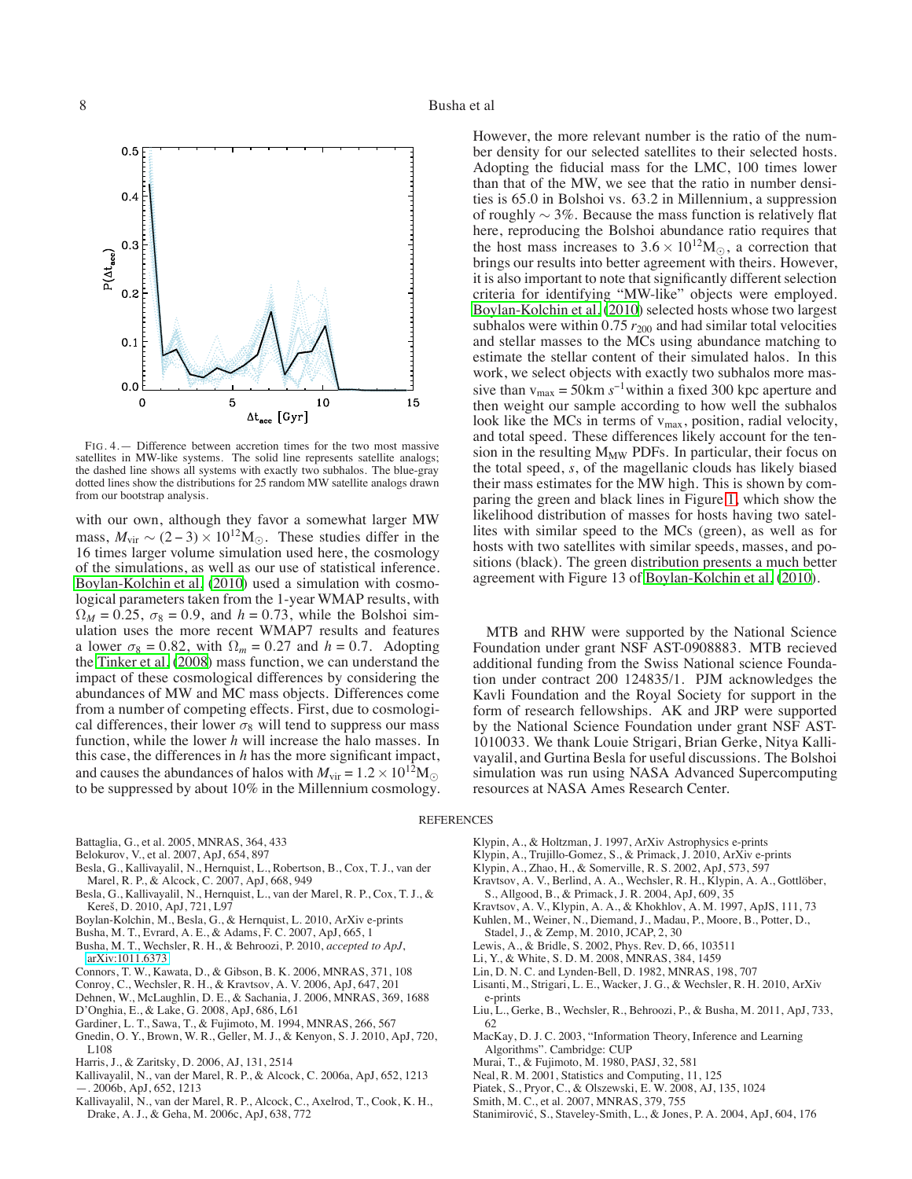FIG. 4.— Difference between accretion times for the two most massive satellites in MW-like systems. The solid line represents satellite analogs; the dashed line shows all systems with exactly two subhalos. The blue-gray dotted lines show the distributions for 25 random MW satellite analogs drawn from our bootstrap analysis.

with our own, although they favor a somewhat larger MW mass, $M_{\rm vir} \sim (2-3) \times 10^{12} M_\odot$. These studies differ in the 16 times larger volume simulation used here, the cosmology of the simulations, as well as our use of statistical inference. Boylan-Kolchin et al. (2010) used a simulation with cosmological parameters taken from the 1-year WMAP results, with $\Omega_M = 0.25$, $\sigma_8 = 0.9$, and $h = 0.73$, while the Bolshoi simulation uses the more recent WMAP7 results and features a lower $\sigma_8 = 0.82$, with $\Omega_m = 0.27$ and $h = 0.7$. Adopting the Tinker et al. (2008) mass function, we can understand the impact of these cosmological differences by considering the abundances of MW and MC mass objects. Differences come from a number of competing effects. First, due to cosmological differences, their lower $\sigma_8$ will tend to suppress our mass function, while the lower $h$ will increase the halo masses. In this case, the differences in $h$ has the more significant impact, and causes the abundances of halos with $M_{\rm vir} = 1.2 \times 10^{12} M_\odot$ to be suppressed by about 10% in the Millennium cosmology. However, the more relevant number is the ratio of the number density for our selected satellites to their selected hosts. Adopting the fiducial mass for the LMC, 100 times lower than that of the MW, we see that the ratio in number densities is 65.0 in Bolshoi vs. 63.2 in Millennium, a suppression of roughly $\sim 3\%$. Because the mass function is relatively flat here, reproducing the Bolshoi abundance ratio requires that the host mass increases to $3.6 \times 10^{12} M_\odot$, a correction that brings our results into better agreement with theirs. However, it is also important to note that significantly different selection criteria for identifying "MW-like" objects were employed. Boylan-Kolchin et al. (2010) selected hosts whose two largest subhalos were within $0.75\, r_{200}$ and had similar total velocities and stellar masses to the MCs using abundance matching to estimate the stellar content of their simulated halos. In this work, we select objects with exactly two subhalos more massive than $v_{\rm max} = 50 {\rm km}\, s^{-1}$ within a fixed 300 kpc aperture and then weight our sample according to how well the subhalos look like the MCs in terms of $v_{\rm max}$, position, radial velocity, and total speed. These differences likely account for the tension in the resulting $M_{\rm MW}$ PDFs. In particular, their focus on the total speed, $s$, of the magellanic clouds has likely biased their mass estimates for the MW high. This is shown by comparing the green and black lines in Figure 1, which show the likelihood distribution of masses for hosts having two satellites with similar speed to the MCs (green), as well as for hosts with two satellites with similar speeds, masses, and positions (black). The green distribution presents a much better agreement with Figure 13 of Boylan-Kolchin et al. (2010).

MTB and RHW were supported by the National Science Foundation under grant NSF AST-0908883. MTB recieved additional funding from the Swiss National science Foundation under contract 200 124835/1. PJM acknowledges the Kavli Foundation and the Royal Society for support in the form of research fellowships. AK and JRP were supported by the National Science Foundation under grant NSF AST-1010033. We thank Louie Strigari, Brian Gerke, Nitya Kallivayalil, and Gurtina Besla for useful discussions. The Bolshoi simulation was run using NASA Advanced Supercomputing resources at NASA Ames Research Center.

## REFERENCES

Battaglia, G., et al. 2005, MNRAS, 364, 433
Belokurov, V., et al. 2007, ApJ, 654, 897
Besla, G., Kallivayalil, N., Hernquist, L., Robertson, B., Cox, T. J., van der Marel, R. P., & Alcock, C. 2007, ApJ, 668, 949
Besla, G., Kallivayalil, N., Hernquist, L., van der Marel, R. P., Cox, T. J., & Kereš, D. 2010, ApJ, 721, L97
Boylan-Kolchin, M., Besla, G., & Hernquist, L. 2010, ArXiv e-prints
Busha, M. T., Evrard, A. E., & Adams, F. C. 2007, ApJ, 665, 1
Busha, M. T., Wechsler, R. H., & Behroozi, P. 2010, *accepted to ApJ*, arXiv:1011.6373
Connors, T. W., Kawata, D., & Gibson, B. K. 2006, MNRAS, 371, 108
Conroy, C., Wechsler, R. H., & Kravtsov, A. V. 2006, ApJ, 647, 201
Dehnen, W., McLaughlin, D. E., & Sachania, J. 2006, MNRAS, 369, 1688
D'Onghia, E., & Lake, G. 2008, ApJ, 686, L61
Gardiner, L. T., Sawa, T., & Fujimoto, M. 1994, MNRAS, 266, 567
Gnedin, O. Y., Brown, W. R., Geller, M. J., & Kenyon, S. J. 2010, ApJ, 720, L108
Harris, J., & Zaritsky, D. 2006, AJ, 131, 2514
Kallivayalil, N., van der Marel, R. P., & Alcock, C. 2006a, ApJ, 652, 1213
—. 2006b, ApJ, 652, 1213
Kallivayalil, N., van der Marel, R. P., Alcock, C., Axelrod, T., Cook, K. H., Drake, A. J., & Geha, M. 2006c, ApJ, 638, 772
Klypin, A., & Holtzman, J. 1997, ArXiv Astrophysics e-prints
Klypin, A., Trujillo-Gomez, S., & Primack, J. 2010, ArXiv e-prints
Klypin, A., Zhao, H., & Somerville, R. S. 2002, ApJ, 573, 597
Kravtsov, A. V., Berlind, A. A., Wechsler, R. H., Klypin, A. A., Gottlöber, S., Allgood, B., & Primack, J. R. 2004, ApJ, 609, 35
Kravtsov, A. V., Klypin, A. A., & Khokhlov, A. M. 1997, ApJS, 111, 73
Kuhlen, M., Weiner, N., Diemand, J., Madau, P., Moore, B., Potter, D., Stadel, J., & Zemp, M. 2010, JCAP, 2, 30
Lewis, A., & Bridle, S. 2002, Phys. Rev. D, 66, 103511
Li, Y., & White, S. D. M. 2008, MNRAS, 384, 1459
Lin, D. N. C. and Lynden-Bell, D. 1982, MNRAS, 198, 707
Lisanti, M., Strigari, L. E., Wacker, J. G., & Wechsler, R. H. 2010, ArXiv e-prints
Liu, L., Gerke, B., Wechsler, R., Behroozi, P., & Busha, M. 2011, ApJ, 733, 62
MacKay, D. J. C. 2003, "Information Theory, Inference and Learning Algorithms". Cambridge: CUP
Murai, T., & Fujimoto, M. 1980, PASJ, 32, 581
Neal, R. M. 2001, Statistics and Computing, 11, 125
Piatek, S., Pryor, C., & Olszewski, E. W. 2008, AJ, 135, 1024
Smith, M. C., et al. 2007, MNRAS, 379, 755
Stanimirović, S., Staveley-Smith, L., & Jones, P. A. 2004, ApJ, 604, 176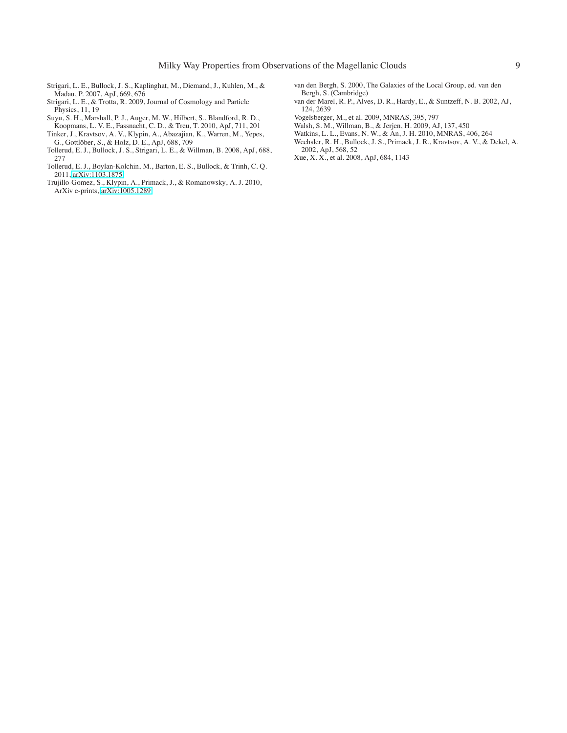Strigari, L. E., Bullock, J. S., Kaplinghat, M., Diemand, J., Kuhlen, M., & Madau, P. 2007, ApJ, 669, 676

Strigari, L. E., & Trotta, R. 2009, Journal of Cosmology and Particle Physics, 11, 19

Suyu, S. H., Marshall, P. J., Auger, M. W., Hilbert, S., Blandford, R. D., Koopmans, L. V. E., Fassnacht, C. D., & Treu, T. 2010, ApJ, 711, 201

Tinker, J., Kravtsov, A. V., Klypin, A., Abazajian, K., Warren, M., Yepes, G., Gottlöber, S., & Holz, D. E., ApJ, 688, 709

Tollerud, E. J., Bullock, J. S., Strigari, L. E., & Willman, B. 2008, ApJ, 688, 277

Tollerud, E. J., Boylan-Kolchin, M., Barton, E. S., Bullock, & Trinh, C. Q. 2011, arXiv:1103.1875

Trujillo-Gomez, S., Klypin, A., Primack, J., & Romanowsky, A. J. 2010, ArXiv e-prints, arXiv:1005.1289

van den Bergh, S. 2000, The Galaxies of the Local Group, ed. van den Bergh, S. (Cambridge)

van der Marel, R. P., Alves, D. R., Hardy, E., & Suntzeff, N. B. 2002, AJ, 124, 2639

Vogelsberger, M., et al. 2009, MNRAS, 395, 797

Walsh, S. M., Willman, B., & Jerjen, H. 2009, AJ, 137, 450

Watkins, L. L., Evans, N. W., & An, J. H. 2010, MNRAS, 406, 264

Wechsler, R. H., Bullock, J. S., Primack, J. R., Kravtsov, A. V., & Dekel, A. 2002, ApJ, 568, 52

Xue, X. X., et al. 2008, ApJ, 684, 1143